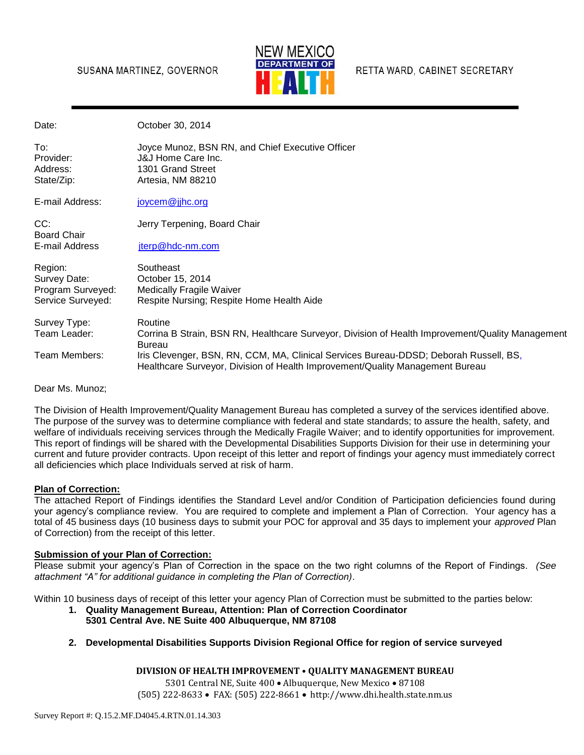SUSANA MARTINEZ, GOVERNOR

NEW MEXICO DEPARTMENT OF HEALTH

RETTA WARD, CABINET SECRETARY

| | |
|---|---|
| Date: | October 30, 2014 |
| To: | Joyce Munoz, BSN RN, and Chief Executive Officer |
| Provider: | J&J Home Care Inc. |
| Address: | 1301 Grand Street |
| State/Zip: | Artesia, NM 88210 |
| E-mail Address: | joycem@jjhc.org |
| CC: Board Chair | Jerry Terpening, Board Chair |
| E-mail Address | jterp@hdc-nm.com |
| Region: | Southeast |
| Survey Date: | October 15, 2014 |
| Program Surveyed: | Medically Fragile Waiver |
| Service Surveyed: | Respite Nursing; Respite Home Health Aide |
| Survey Type: | Routine |
| Team Leader: | Corrina B Strain, BSN RN, Healthcare Surveyor, Division of Health Improvement/Quality Management Bureau |
| Team Members: | Iris Clevenger, BSN, RN, CCM, MA, Clinical Services Bureau-DDSD; Deborah Russell, BS, Healthcare Surveyor, Division of Health Improvement/Quality Management Bureau |

Dear Ms. Munoz;

The Division of Health Improvement/Quality Management Bureau has completed a survey of the services identified above. The purpose of the survey was to determine compliance with federal and state standards; to assure the health, safety, and welfare of individuals receiving services through the Medically Fragile Waiver; and to identify opportunities for improvement. This report of findings will be shared with the Developmental Disabilities Supports Division for their use in determining your current and future provider contracts. Upon receipt of this letter and report of findings your agency must immediately correct all deficiencies which place Individuals served at risk of harm.

**Plan of Correction:**

The attached Report of Findings identifies the Standard Level and/or Condition of Participation deficiencies found during your agency's compliance review. You are required to complete and implement a Plan of Correction. Your agency has a total of 45 business days (10 business days to submit your POC for approval and 35 days to implement your *approved* Plan of Correction) from the receipt of this letter.

**Submission of your Plan of Correction:**

Please submit your agency's Plan of Correction in the space on the two right columns of the Report of Findings. *(See attachment "A" for additional guidance in completing the Plan of Correction)*.

Within 10 business days of receipt of this letter your agency Plan of Correction must be submitted to the parties below:

1. **Quality Management Bureau, Attention: Plan of Correction Coordinator 5301 Central Ave. NE Suite 400 Albuquerque, NM 87108**
2. **Developmental Disabilities Supports Division Regional Office for region of service surveyed**

**DIVISION OF HEALTH IMPROVEMENT • QUALITY MANAGEMENT BUREAU**
5301 Central NE, Suite 400 • Albuquerque, New Mexico • 87108
(505) 222-8633 • FAX: (505) 222-8661 • http://www.dhi.health.state.nm.us

Survey Report #: Q.15.2.MF.D4045.4.RTN.01.14.303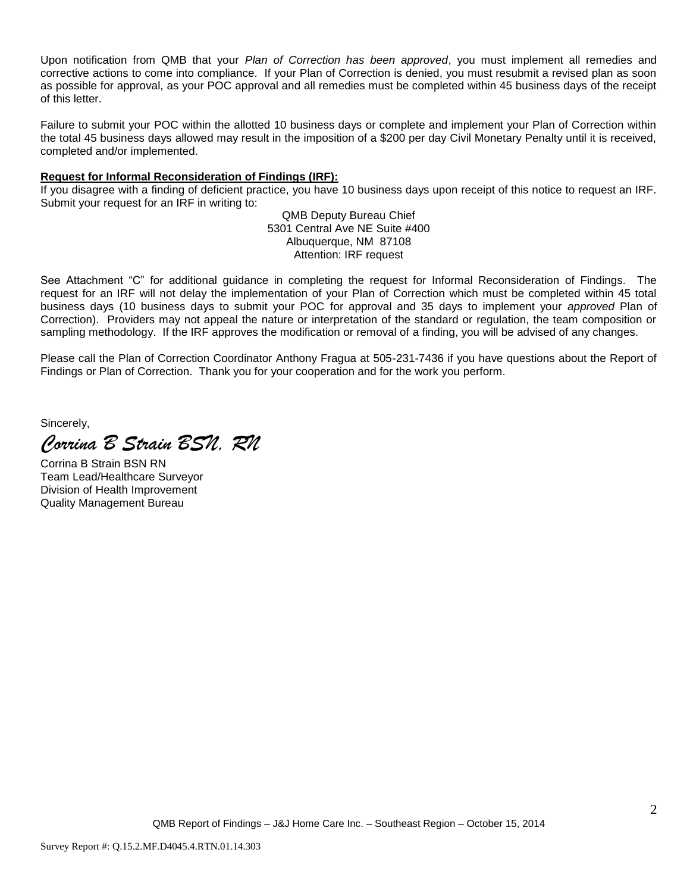Upon notification from QMB that your *Plan of Correction has been approved*, you must implement all remedies and corrective actions to come into compliance. If your Plan of Correction is denied, you must resubmit a revised plan as soon as possible for approval, as your POC approval and all remedies must be completed within 45 business days of the receipt of this letter.

Failure to submit your POC within the allotted 10 business days or complete and implement your Plan of Correction within the total 45 business days allowed may result in the imposition of a $200 per day Civil Monetary Penalty until it is received, completed and/or implemented.

**Request for Informal Reconsideration of Findings (IRF):**
If you disagree with a finding of deficient practice, you have 10 business days upon receipt of this notice to request an IRF. Submit your request for an IRF in writing to:

QMB Deputy Bureau Chief
5301 Central Ave NE Suite #400
Albuquerque, NM 87108
Attention: IRF request

See Attachment "C" for additional guidance in completing the request for Informal Reconsideration of Findings. The request for an IRF will not delay the implementation of your Plan of Correction which must be completed within 45 total business days (10 business days to submit your POC for approval and 35 days to implement your *approved* Plan of Correction). Providers may not appeal the nature or interpretation of the standard or regulation, the team composition or sampling methodology. If the IRF approves the modification or removal of a finding, you will be advised of any changes.

Please call the Plan of Correction Coordinator Anthony Fragua at 505-231-7436 if you have questions about the Report of Findings or Plan of Correction. Thank you for your cooperation and for the work you perform.

Sincerely,

*Corrina B Strain BSN, RN*

Corrina B Strain BSN RN
Team Lead/Healthcare Surveyor
Division of Health Improvement
Quality Management Bureau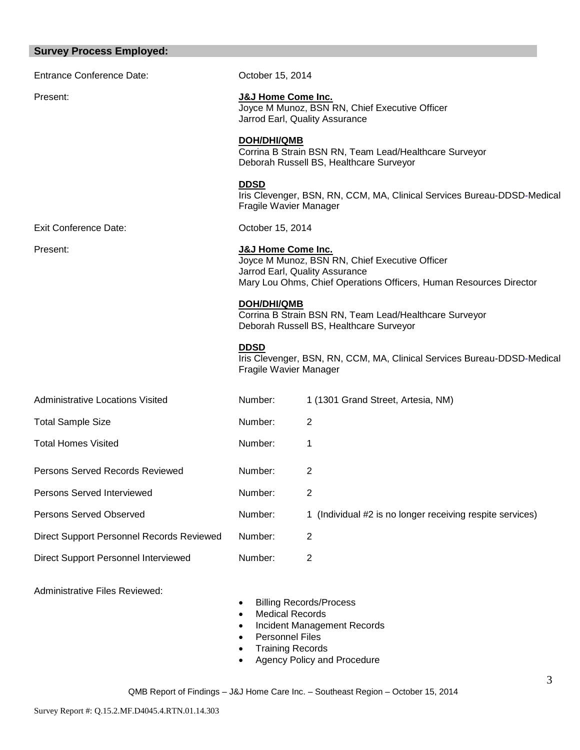## Survey Process Employed:

Entrance Conference Date: October 15, 2014

Present:

**J&J Home Come Inc.**
Joyce M Munoz, BSN RN, Chief Executive Officer
Jarrod Earl, Quality Assurance

**DOH/DHI/QMB**
Corrina B Strain BSN RN, Team Lead/Healthcare Surveyor
Deborah Russell BS, Healthcare Surveyor

**DDSD**
Iris Clevenger, BSN, RN, CCM, MA, Clinical Services Bureau-DDSD-Medical Fragile Wavier Manager

Exit Conference Date: October 15, 2014

Present:

**J&J Home Come Inc.**
Joyce M Munoz, BSN RN, Chief Executive Officer
Jarrod Earl, Quality Assurance
Mary Lou Ohms, Chief Operations Officers, Human Resources Director

**DOH/DHI/QMB**
Corrina B Strain BSN RN, Team Lead/Healthcare Surveyor
Deborah Russell BS, Healthcare Surveyor

**DDSD**
Iris Clevenger, BSN, RN, CCM, MA, Clinical Services Bureau-DDSD-Medical Fragile Wavier Manager

| | | |
|---|---|---|
| Administrative Locations Visited | Number: | 1 (1301 Grand Street, Artesia, NM) |
| Total Sample Size | Number: | 2 |
| Total Homes Visited | Number: | 1 |
| Persons Served Records Reviewed | Number: | 2 |
| Persons Served Interviewed | Number: | 2 |
| Persons Served Observed | Number: | 1 (Individual #2 is no longer receiving respite services) |
| Direct Support Personnel Records Reviewed | Number: | 2 |
| Direct Support Personnel Interviewed | Number: | 2 |

Administrative Files Reviewed:

- Billing Records/Process
- Medical Records
- Incident Management Records
- Personnel Files
- Training Records
- Agency Policy and Procedure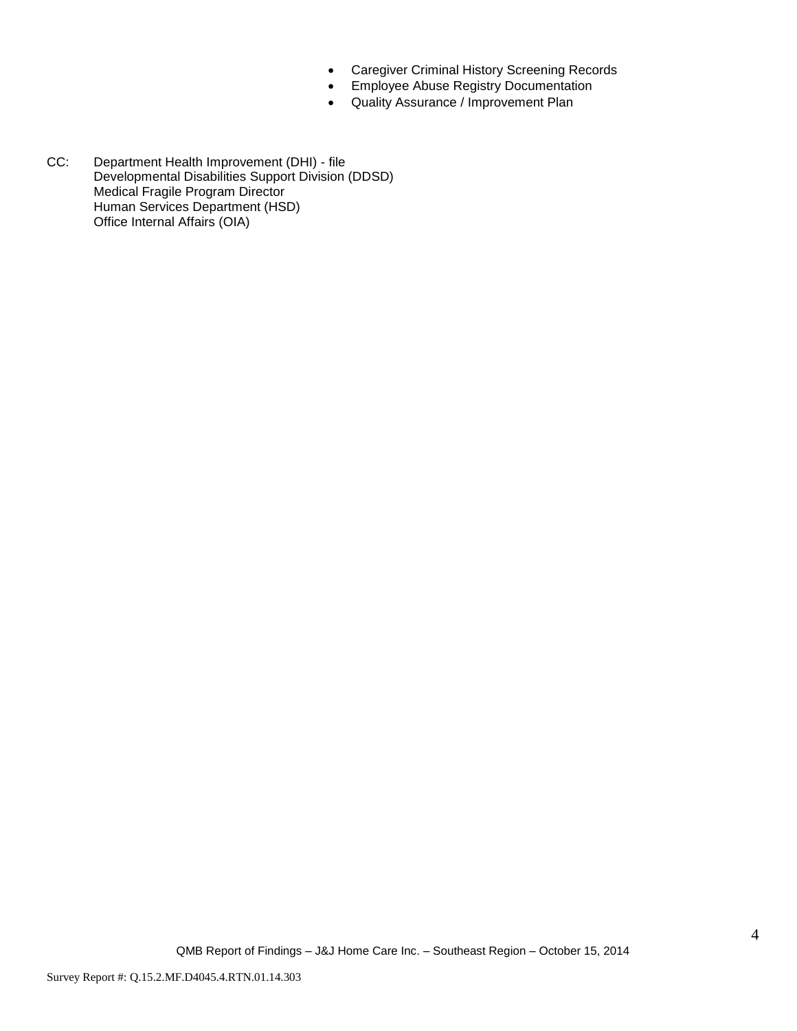- Caregiver Criminal History Screening Records
- Employee Abuse Registry Documentation
- Quality Assurance / Improvement Plan

CC: Department Health Improvement (DHI) - file
Developmental Disabilities Support Division (DDSD)
Medical Fragile Program Director
Human Services Department (HSD)
Office Internal Affairs (OIA)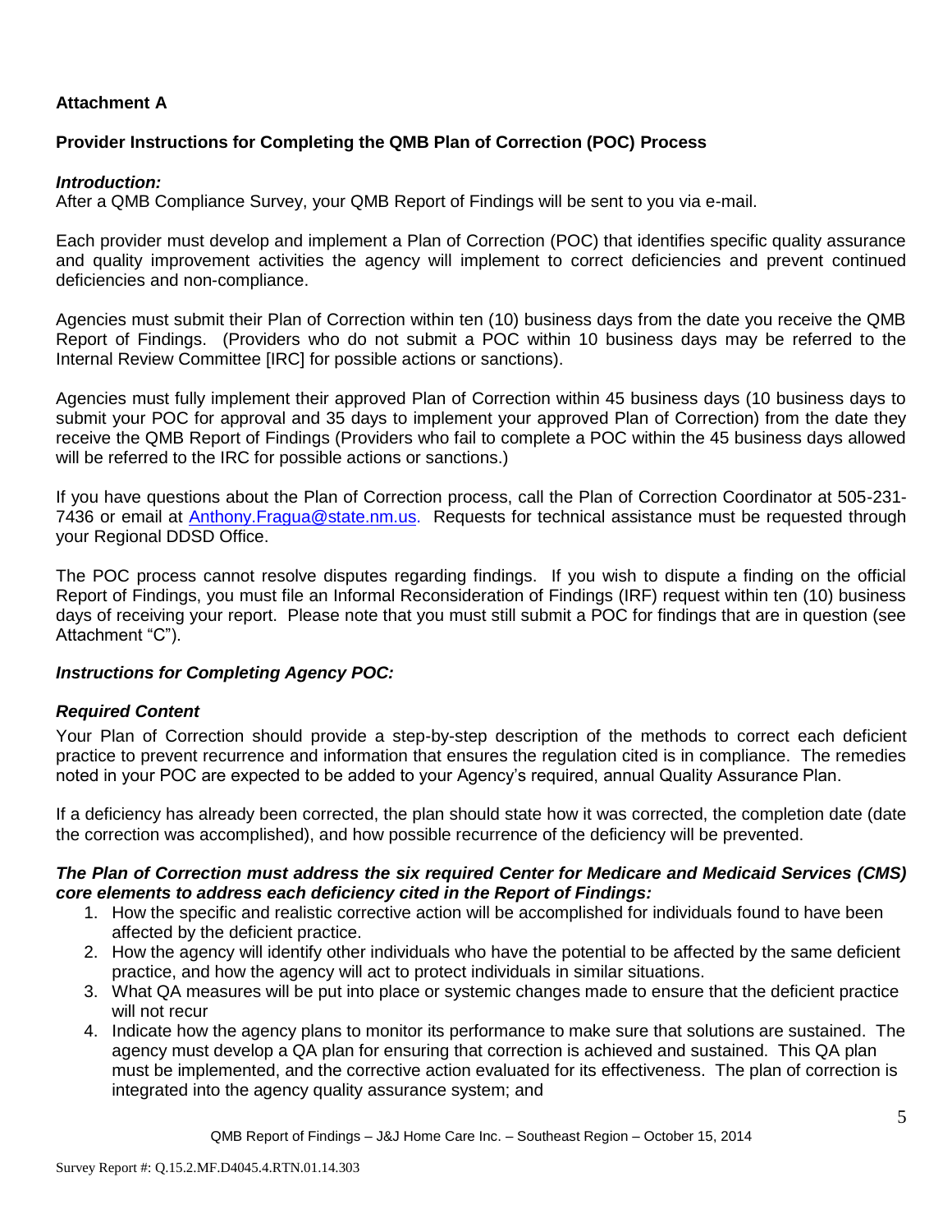**Attachment A**

**Provider Instructions for Completing the QMB Plan of Correction (POC) Process**

***Introduction:***
After a QMB Compliance Survey, your QMB Report of Findings will be sent to you via e-mail.

Each provider must develop and implement a Plan of Correction (POC) that identifies specific quality assurance and quality improvement activities the agency will implement to correct deficiencies and prevent continued deficiencies and non-compliance.

Agencies must submit their Plan of Correction within ten (10) business days from the date you receive the QMB Report of Findings. (Providers who do not submit a POC within 10 business days may be referred to the Internal Review Committee [IRC] for possible actions or sanctions).

Agencies must fully implement their approved Plan of Correction within 45 business days (10 business days to submit your POC for approval and 35 days to implement your approved Plan of Correction) from the date they receive the QMB Report of Findings (Providers who fail to complete a POC within the 45 business days allowed will be referred to the IRC for possible actions or sanctions.)

If you have questions about the Plan of Correction process, call the Plan of Correction Coordinator at 505-231-7436 or email at Anthony.Fragua@state.nm.us. Requests for technical assistance must be requested through your Regional DDSD Office.

The POC process cannot resolve disputes regarding findings. If you wish to dispute a finding on the official Report of Findings, you must file an Informal Reconsideration of Findings (IRF) request within ten (10) business days of receiving your report. Please note that you must still submit a POC for findings that are in question (see Attachment "C").

***Instructions for Completing Agency POC:***

***Required Content***
Your Plan of Correction should provide a step-by-step description of the methods to correct each deficient practice to prevent recurrence and information that ensures the regulation cited is in compliance. The remedies noted in your POC are expected to be added to your Agency's required, annual Quality Assurance Plan.

If a deficiency has already been corrected, the plan should state how it was corrected, the completion date (date the correction was accomplished), and how possible recurrence of the deficiency will be prevented.

***The Plan of Correction must address the six required Center for Medicare and Medicaid Services (CMS) core elements to address each deficiency cited in the Report of Findings:***

1. How the specific and realistic corrective action will be accomplished for individuals found to have been affected by the deficient practice.
2. How the agency will identify other individuals who have the potential to be affected by the same deficient practice, and how the agency will act to protect individuals in similar situations.
3. What QA measures will be put into place or systemic changes made to ensure that the deficient practice will not recur
4. Indicate how the agency plans to monitor its performance to make sure that solutions are sustained. The agency must develop a QA plan for ensuring that correction is achieved and sustained. This QA plan must be implemented, and the corrective action evaluated for its effectiveness. The plan of correction is integrated into the agency quality assurance system; and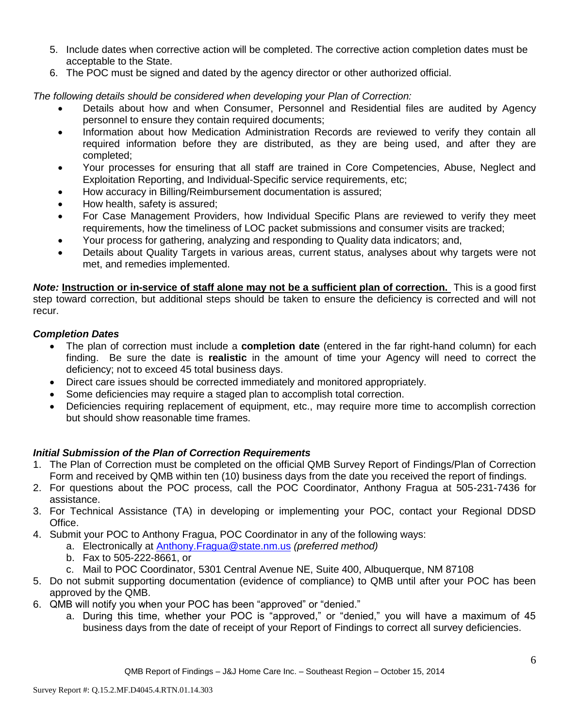5. Include dates when corrective action will be completed. The corrective action completion dates must be acceptable to the State.
6. The POC must be signed and dated by the agency director or other authorized official.

*The following details should be considered when developing your Plan of Correction:*

- Details about how and when Consumer, Personnel and Residential files are audited by Agency personnel to ensure they contain required documents;
- Information about how Medication Administration Records are reviewed to verify they contain all required information before they are distributed, as they are being used, and after they are completed;
- Your processes for ensuring that all staff are trained in Core Competencies, Abuse, Neglect and Exploitation Reporting, and Individual-Specific service requirements, etc;
- How accuracy in Billing/Reimbursement documentation is assured;
- How health, safety is assured;
- For Case Management Providers, how Individual Specific Plans are reviewed to verify they meet requirements, how the timeliness of LOC packet submissions and consumer visits are tracked;
- Your process for gathering, analyzing and responding to Quality data indicators; and,
- Details about Quality Targets in various areas, current status, analyses about why targets were not met, and remedies implemented.

***Note:*** **Instruction or in-service of staff alone may not be a sufficient plan of correction.** This is a good first step toward correction, but additional steps should be taken to ensure the deficiency is corrected and will not recur.

***Completion Dates***

- The plan of correction must include a **completion date** (entered in the far right-hand column) for each finding. Be sure the date is **realistic** in the amount of time your Agency will need to correct the deficiency; not to exceed 45 total business days.
- Direct care issues should be corrected immediately and monitored appropriately.
- Some deficiencies may require a staged plan to accomplish total correction.
- Deficiencies requiring replacement of equipment, etc., may require more time to accomplish correction but should show reasonable time frames.

***Initial Submission of the Plan of Correction Requirements***

1. The Plan of Correction must be completed on the official QMB Survey Report of Findings/Plan of Correction Form and received by QMB within ten (10) business days from the date you received the report of findings.
2. For questions about the POC process, call the POC Coordinator, Anthony Fragua at 505-231-7436 for assistance.
3. For Technical Assistance (TA) in developing or implementing your POC, contact your Regional DDSD Office.
4. Submit your POC to Anthony Fragua, POC Coordinator in any of the following ways:
   a. Electronically at Anthony.Fragua@state.nm.us *(preferred method)*
   b. Fax to 505-222-8661, or
   c. Mail to POC Coordinator, 5301 Central Avenue NE, Suite 400, Albuquerque, NM 87108
5. Do not submit supporting documentation (evidence of compliance) to QMB until after your POC has been approved by the QMB.
6. QMB will notify you when your POC has been "approved" or "denied."
   a. During this time, whether your POC is "approved," or "denied," you will have a maximum of 45 business days from the date of receipt of your Report of Findings to correct all survey deficiencies.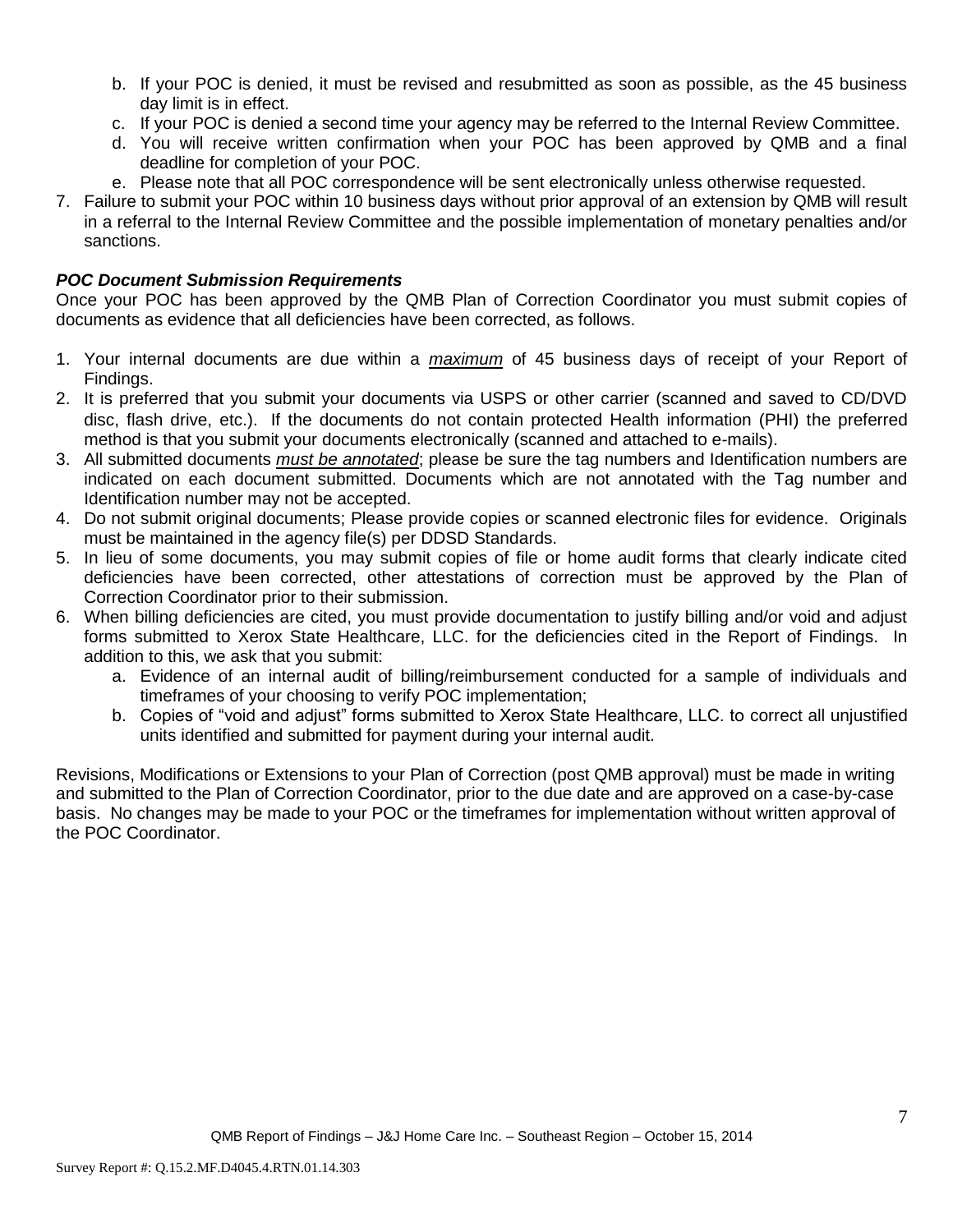b. If your POC is denied, it must be revised and resubmitted as soon as possible, as the 45 business day limit is in effect.
   c. If your POC is denied a second time your agency may be referred to the Internal Review Committee.
   d. You will receive written confirmation when your POC has been approved by QMB and a final deadline for completion of your POC.
   e. Please note that all POC correspondence will be sent electronically unless otherwise requested.
7. Failure to submit your POC within 10 business days without prior approval of an extension by QMB will result in a referral to the Internal Review Committee and the possible implementation of monetary penalties and/or sanctions.

***POC Document Submission Requirements***

Once your POC has been approved by the QMB Plan of Correction Coordinator you must submit copies of documents as evidence that all deficiencies have been corrected, as follows.

1. Your internal documents are due within a ***maximum*** of 45 business days of receipt of your Report of Findings.
2. It is preferred that you submit your documents via USPS or other carrier (scanned and saved to CD/DVD disc, flash drive, etc.). If the documents do not contain protected Health information (PHI) the preferred method is that you submit your documents electronically (scanned and attached to e-mails).
3. All submitted documents ***must be annotated***; please be sure the tag numbers and Identification numbers are indicated on each document submitted. Documents which are not annotated with the Tag number and Identification number may not be accepted.
4. Do not submit original documents; Please provide copies or scanned electronic files for evidence. Originals must be maintained in the agency file(s) per DDSD Standards.
5. In lieu of some documents, you may submit copies of file or home audit forms that clearly indicate cited deficiencies have been corrected, other attestations of correction must be approved by the Plan of Correction Coordinator prior to their submission.
6. When billing deficiencies are cited, you must provide documentation to justify billing and/or void and adjust forms submitted to Xerox State Healthcare, LLC. for the deficiencies cited in the Report of Findings. In addition to this, we ask that you submit:
   a. Evidence of an internal audit of billing/reimbursement conducted for a sample of individuals and timeframes of your choosing to verify POC implementation;
   b. Copies of "void and adjust" forms submitted to Xerox State Healthcare, LLC. to correct all unjustified units identified and submitted for payment during your internal audit.

Revisions, Modifications or Extensions to your Plan of Correction (post QMB approval) must be made in writing and submitted to the Plan of Correction Coordinator, prior to the due date and are approved on a case-by-case basis. No changes may be made to your POC or the timeframes for implementation without written approval of the POC Coordinator.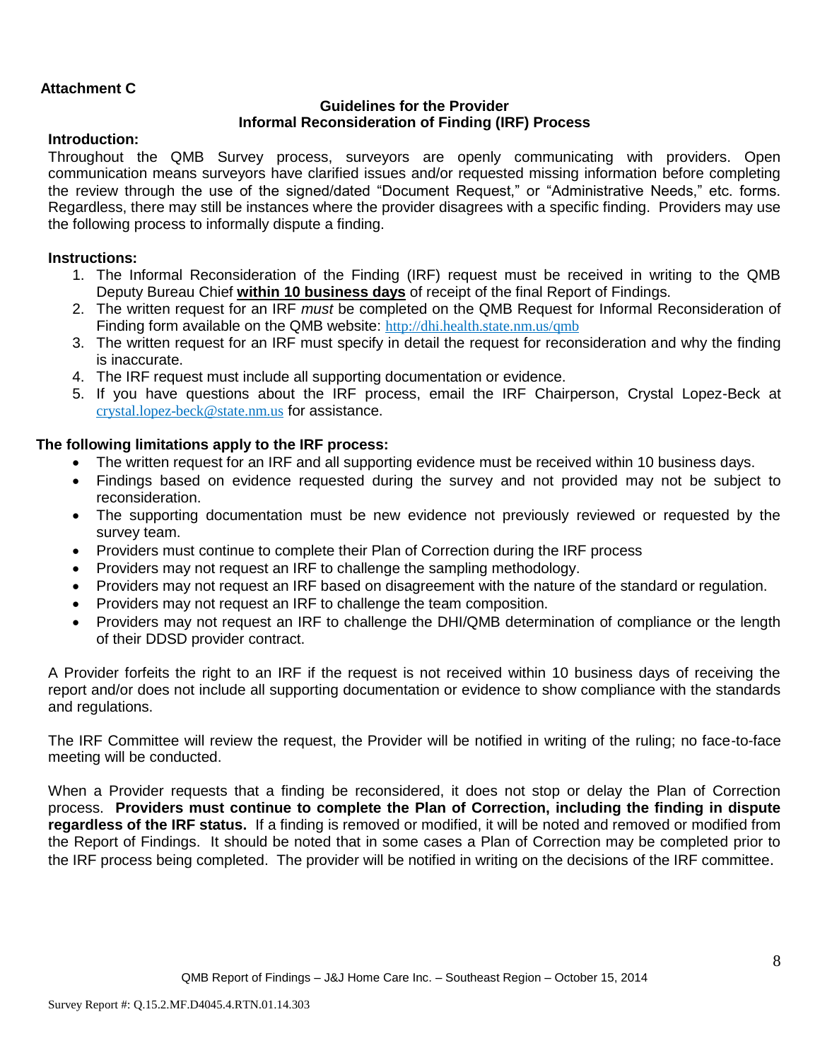**Attachment C**

## Guidelines for the Provider
## Informal Reconsideration of Finding (IRF) Process

**Introduction:**

Throughout the QMB Survey process, surveyors are openly communicating with providers. Open communication means surveyors have clarified issues and/or requested missing information before completing the review through the use of the signed/dated "Document Request," or "Administrative Needs," etc. forms. Regardless, there may still be instances where the provider disagrees with a specific finding. Providers may use the following process to informally dispute a finding.

**Instructions:**

1. The Informal Reconsideration of the Finding (IRF) request must be received in writing to the QMB Deputy Bureau Chief **within 10 business days** of receipt of the final Report of Findings.
2. The written request for an IRF *must* be completed on the QMB Request for Informal Reconsideration of Finding form available on the QMB website: http://dhi.health.state.nm.us/qmb
3. The written request for an IRF must specify in detail the request for reconsideration and why the finding is inaccurate.
4. The IRF request must include all supporting documentation or evidence.
5. If you have questions about the IRF process, email the IRF Chairperson, Crystal Lopez-Beck at crystal.lopez-beck@state.nm.us for assistance.

**The following limitations apply to the IRF process:**

- The written request for an IRF and all supporting evidence must be received within 10 business days.
- Findings based on evidence requested during the survey and not provided may not be subject to reconsideration.
- The supporting documentation must be new evidence not previously reviewed or requested by the survey team.
- Providers must continue to complete their Plan of Correction during the IRF process
- Providers may not request an IRF to challenge the sampling methodology.
- Providers may not request an IRF based on disagreement with the nature of the standard or regulation.
- Providers may not request an IRF to challenge the team composition.
- Providers may not request an IRF to challenge the DHI/QMB determination of compliance or the length of their DDSD provider contract.

A Provider forfeits the right to an IRF if the request is not received within 10 business days of receiving the report and/or does not include all supporting documentation or evidence to show compliance with the standards and regulations.

The IRF Committee will review the request, the Provider will be notified in writing of the ruling; no face-to-face meeting will be conducted.

When a Provider requests that a finding be reconsidered, it does not stop or delay the Plan of Correction process. **Providers must continue to complete the Plan of Correction, including the finding in dispute regardless of the IRF status.** If a finding is removed or modified, it will be noted and removed or modified from the Report of Findings. It should be noted that in some cases a Plan of Correction may be completed prior to the IRF process being completed. The provider will be notified in writing on the decisions of the IRF committee.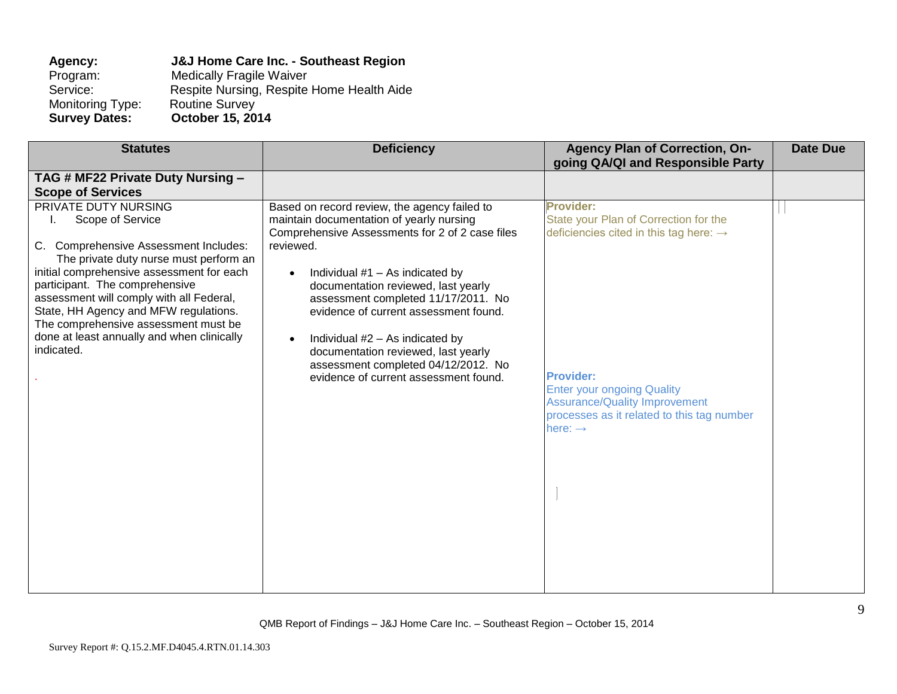**Agency:** **J&J Home Care Inc. - Southeast Region**
Program: Medically Fragile Waiver
Service: Respite Nursing, Respite Home Health Aide
Monitoring Type: Routine Survey
**Survey Dates:** **October 15, 2014**

| Statutes | Deficiency | Agency Plan of Correction, On-going QA/QI and Responsible Party | Date Due |
|---|---|---|---|
| **TAG # MF22 Private Duty Nursing – Scope of Services** | | | |
| PRIVATE DUTY NURSING<br>I. Scope of Service<br><br>C. Comprehensive Assessment Includes: The private duty nurse must perform an initial comprehensive assessment for each participant. The comprehensive assessment will comply with all Federal, State, HH Agency and MFW regulations. The comprehensive assessment must be done at least annually and when clinically indicated.<br><br>. | Based on record review, the agency failed to maintain documentation of yearly nursing Comprehensive Assessments for 2 of 2 case files reviewed.<br><br>• Individual #1 – As indicated by documentation reviewed, last yearly assessment completed 11/17/2011. No evidence of current assessment found.<br><br>• Individual #2 – As indicated by documentation reviewed, last yearly assessment completed 04/12/2012. No evidence of current assessment found. | **Provider:**<br>State your Plan of Correction for the deficiencies cited in this tag here: →<br><br>**Provider:**<br>Enter your ongoing Quality Assurance/Quality Improvement processes as it related to this tag number here: → | |

QMB Report of Findings – J&J Home Care Inc. – Southeast Region – October 15, 2014

Survey Report #: Q.15.2.MF.D4045.4.RTN.01.14.303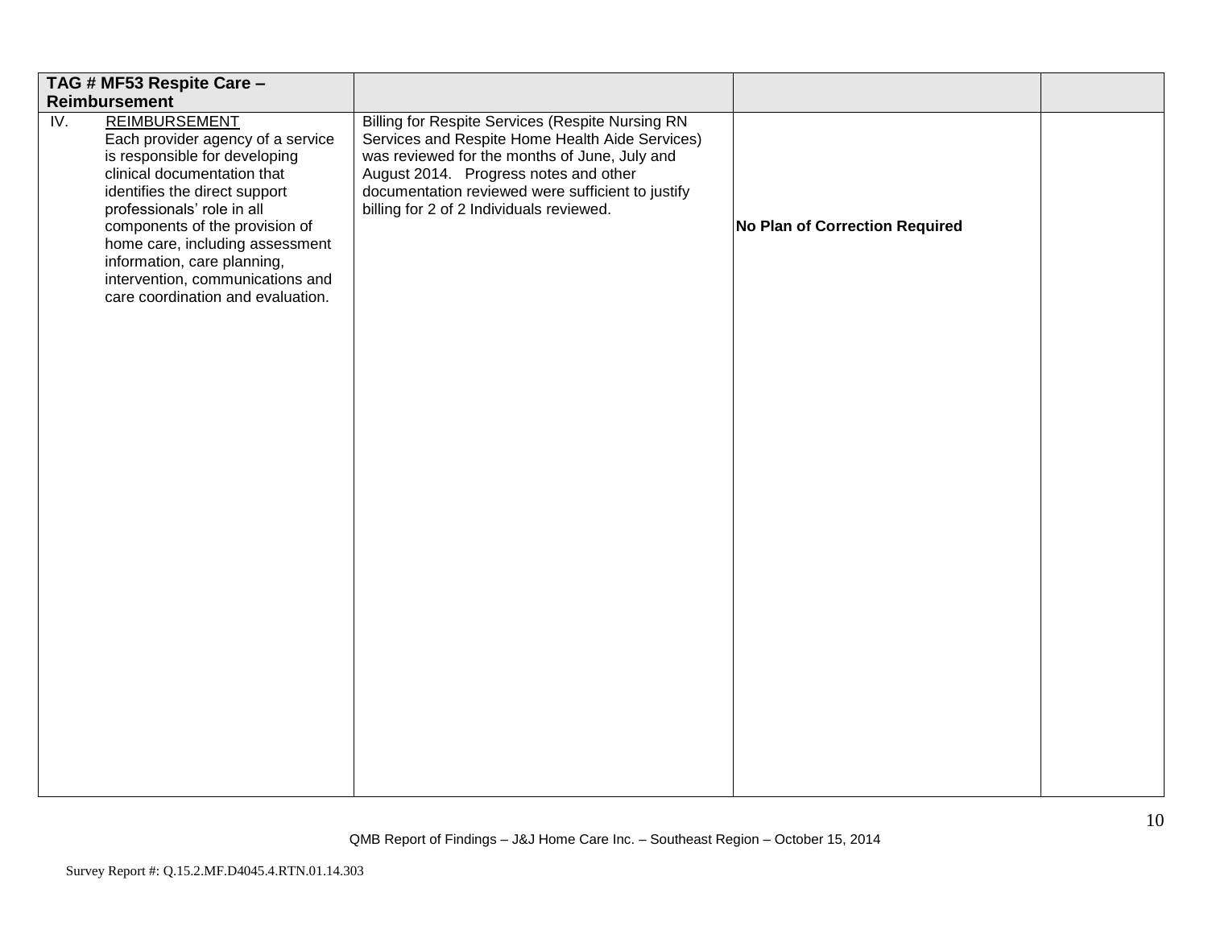| TAG # MF53 Respite Care – Reimbursement | | | |
|---|---|---|---|
| IV. REIMBURSEMENT<br>Each provider agency of a service is responsible for developing clinical documentation that identifies the direct support professionals' role in all components of the provision of home care, including assessment information, care planning, intervention, communications and care coordination and evaluation. | Billing for Respite Services (Respite Nursing RN Services and Respite Home Health Aide Services) was reviewed for the months of June, July and August 2014. Progress notes and other documentation reviewed were sufficient to justify billing for 2 of 2 Individuals reviewed. | **No Plan of Correction Required** | |

QMB Report of Findings – J&J Home Care Inc. – Southeast Region – October 15, 2014

Survey Report #: Q.15.2.MF.D4045.4.RTN.01.14.303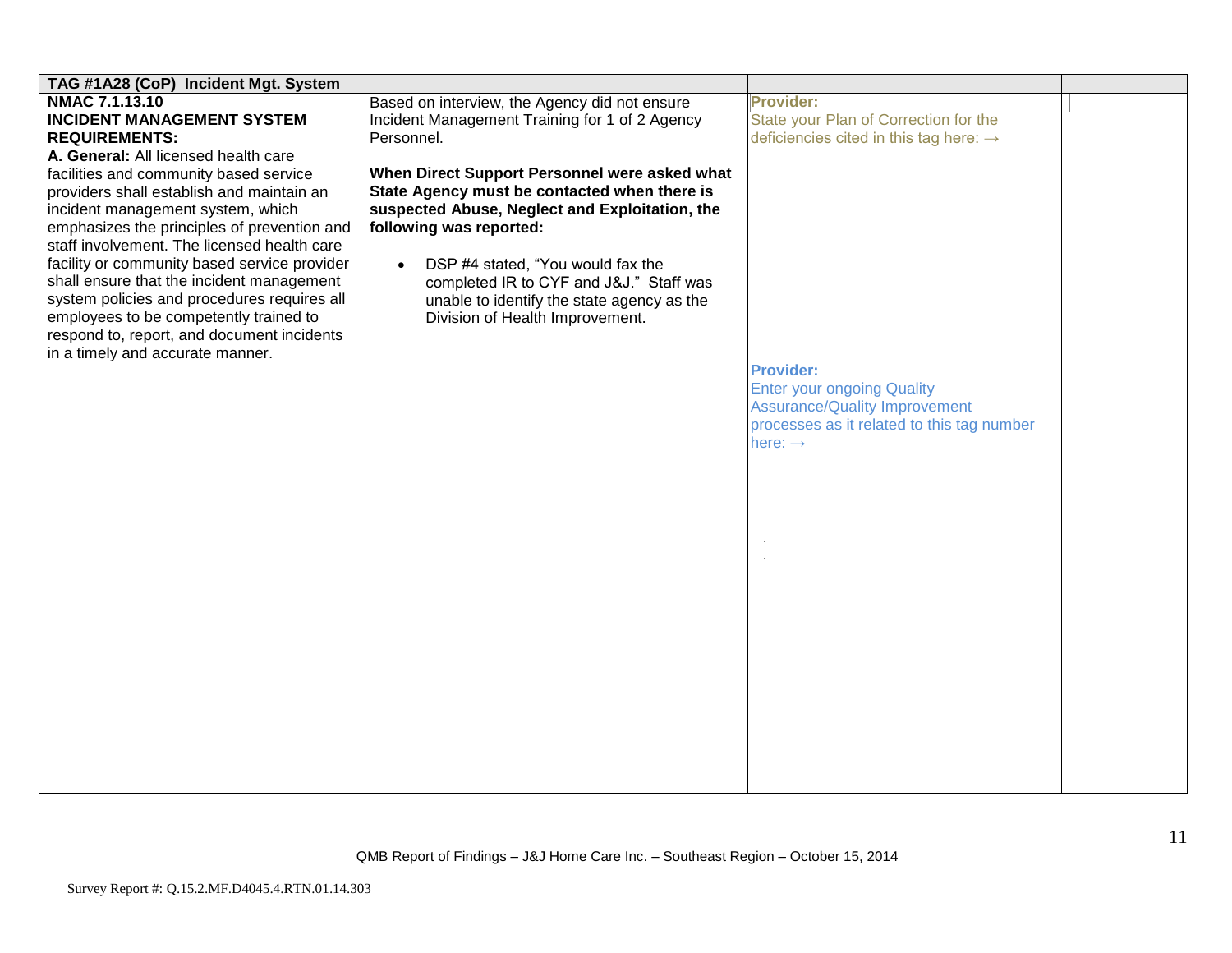| TAG #1A28 (CoP) Incident Mgt. System | | | |
|---|---|---|---|
| **NMAC 7.1.13.10**<br>**INCIDENT MANAGEMENT SYSTEM REQUIREMENTS:**<br>**A. General:** All licensed health care facilities and community based service providers shall establish and maintain an incident management system, which emphasizes the principles of prevention and staff involvement. The licensed health care facility or community based service provider shall ensure that the incident management system policies and procedures requires all employees to be competently trained to respond to, report, and document incidents in a timely and accurate manner. | Based on interview, the Agency did not ensure Incident Management Training for 1 of 2 Agency Personnel.<br><br>**When Direct Support Personnel were asked what State Agency must be contacted when there is suspected Abuse, Neglect and Exploitation, the following was reported:**<br><br>• DSP #4 stated, "You would fax the completed IR to CYF and J&J." Staff was unable to identify the state agency as the Division of Health Improvement. | **Provider:**<br>State your Plan of Correction for the deficiencies cited in this tag here: →<br><br>**Provider:**<br>Enter your ongoing Quality Assurance/Quality Improvement processes as it related to this tag number here: → | |

QMB Report of Findings – J&J Home Care Inc. – Southeast Region – October 15, 2014

Survey Report #: Q.15.2.MF.D4045.4.RTN.01.14.303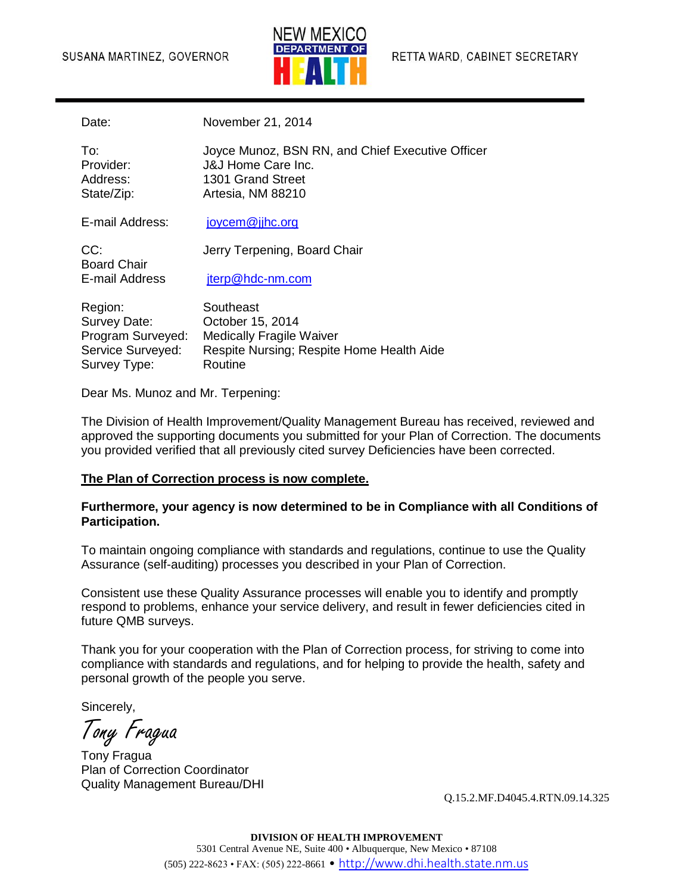SUSANA MARTINEZ, GOVERNOR

NEW MEXICO DEPARTMENT OF HEALTH

RETTA WARD, CABINET SECRETARY

| | |
|---|---|
| Date: | November 21, 2014 |
| To: | Joyce Munoz, BSN RN, and Chief Executive Officer |
| Provider: | J&J Home Care Inc. |
| Address: | 1301 Grand Street |
| State/Zip: | Artesia, NM 88210 |
| E-mail Address: | joycem@jjhc.org |
| CC: Board Chair | Jerry Terpening, Board Chair |
| E-mail Address | jterp@hdc-nm.com |
| Region: | Southeast |
| Survey Date: | October 15, 2014 |
| Program Surveyed: | Medically Fragile Waiver |
| Service Surveyed: | Respite Nursing; Respite Home Health Aide |
| Survey Type: | Routine |

Dear Ms. Munoz and Mr. Terpening:

The Division of Health Improvement/Quality Management Bureau has received, reviewed and approved the supporting documents you submitted for your Plan of Correction. The documents you provided verified that all previously cited survey Deficiencies have been corrected.

**The Plan of Correction process is now complete.**

**Furthermore, your agency is now determined to be in Compliance with all Conditions of Participation.**

To maintain ongoing compliance with standards and regulations, continue to use the Quality Assurance (self-auditing) processes you described in your Plan of Correction.

Consistent use these Quality Assurance processes will enable you to identify and promptly respond to problems, enhance your service delivery, and result in fewer deficiencies cited in future QMB surveys.

Thank you for your cooperation with the Plan of Correction process, for striving to come into compliance with standards and regulations, and for helping to provide the health, safety and personal growth of the people you serve.

Sincerely,

*Tony Fragua*

Tony Fragua
Plan of Correction Coordinator
Quality Management Bureau/DHI

Q.15.2.MF.D4045.4.RTN.09.14.325

**DIVISION OF HEALTH IMPROVEMENT**
5301 Central Avenue NE, Suite 400 • Albuquerque, New Mexico • 87108
(505) 222-8623 • FAX: (505) 222-8661 • http://www.dhi.health.state.nm.us